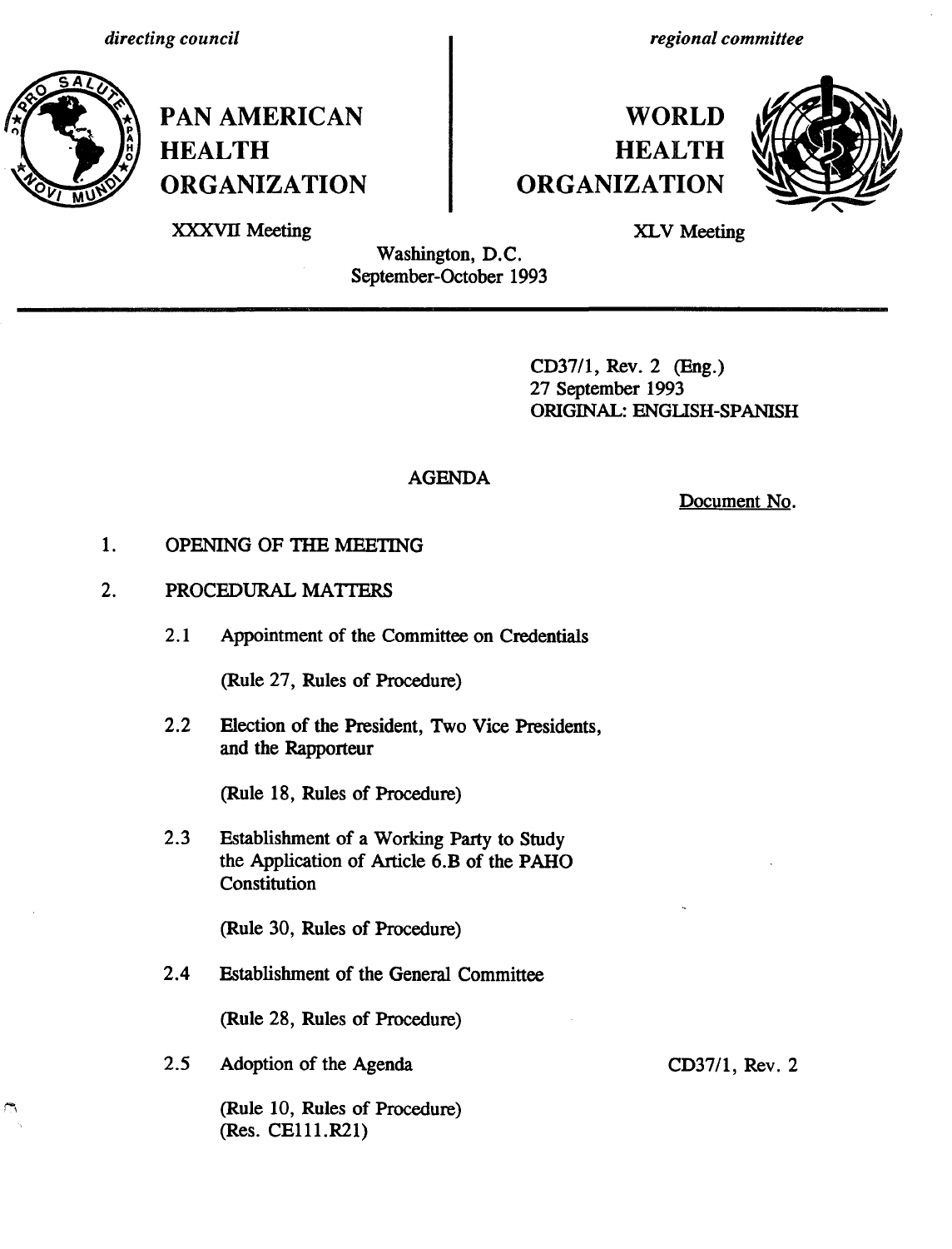*directing council* | *regional committee*

**PAN AMERICAN HEALTH ORGANIZATION** | **WORLD HEALTH ORGANIZATION**

XXXVII Meeting | XLV Meeting

Washington, D.C.
September-October 1993

---

CD37/1, Rev. 2 (Eng.)
27 September 1993
ORIGINAL: ENGLISH-SPANISH

## AGENDA

Document No.

1. OPENING OF THE MEETING

2. PROCEDURAL MATTERS

   2.1 Appointment of the Committee on Credentials

   (Rule 27, Rules of Procedure)

   2.2 Election of the President, Two Vice Presidents, and the Rapporteur

   (Rule 18, Rules of Procedure)

   2.3 Establishment of a Working Party to Study the Application of Article 6.B of the PAHO Constitution

   (Rule 30, Rules of Procedure)

   2.4 Establishment of the General Committee

   (Rule 28, Rules of Procedure)

   2.5 Adoption of the Agenda — CD37/1, Rev. 2

   (Rule 10, Rules of Procedure)
   (Res. CE111.R21)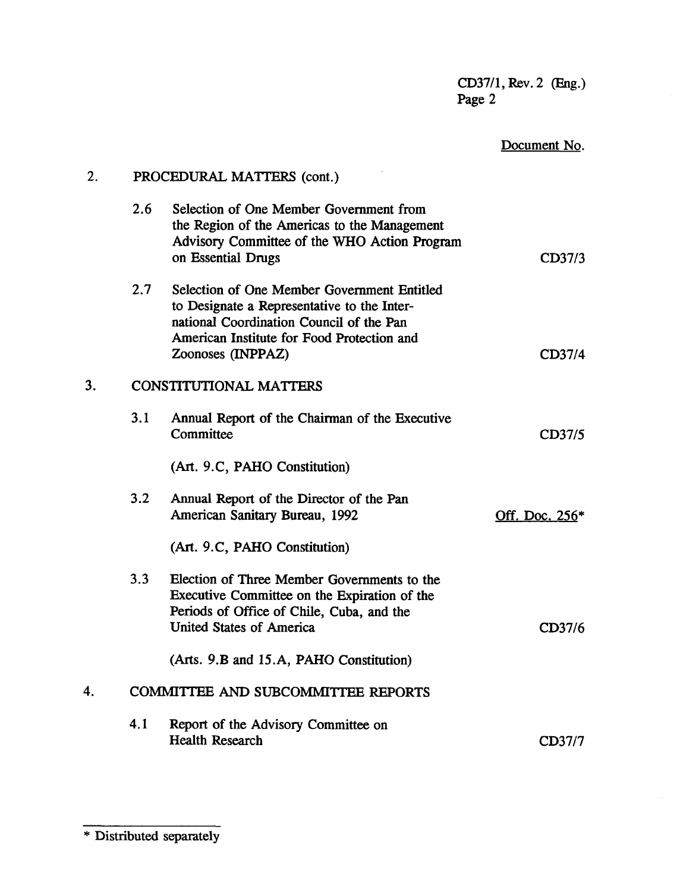| | | | Document No. |
|---|---|---|---|
| 2. | PROCEDURAL MATTERS (cont.) | | |
| | 2.6 | Selection of One Member Government from the Region of the Americas to the Management Advisory Committee of the WHO Action Program on Essential Drugs | CD37/3 |
| | 2.7 | Selection of One Member Government Entitled to Designate a Representative to the International Coordination Council of the Pan American Institute for Food Protection and Zoonoses (INPPAZ) | CD37/4 |
| 3. | CONSTITUTIONAL MATTERS | | |
| | 3.1 | Annual Report of the Chairman of the Executive Committee<br><br>(Art. 9.C, PAHO Constitution) | CD37/5 |
| | 3.2 | Annual Report of the Director of the Pan American Sanitary Bureau, 1992<br><br>(Art. 9.C, PAHO Constitution) | Off. Doc. 256* |
| | 3.3 | Election of Three Member Governments to the Executive Committee on the Expiration of the Periods of Office of Chile, Cuba, and the United States of America<br><br>(Arts. 9.B and 15.A, PAHO Constitution) | CD37/6 |
| 4. | COMMITTEE AND SUBCOMMITTEE REPORTS | | |
| | 4.1 | Report of the Advisory Committee on Health Research | CD37/7 |

---

* Distributed separately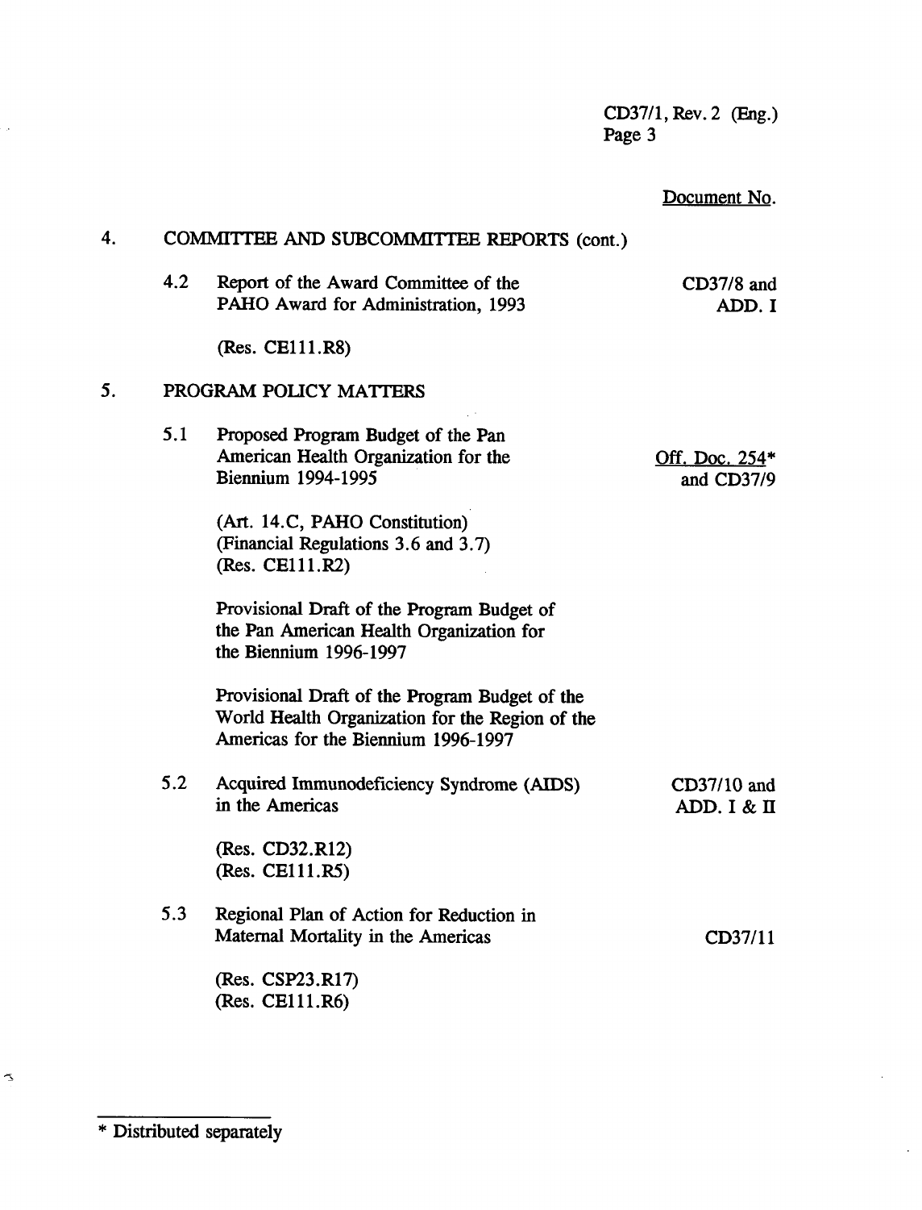Document No.

4. COMMITTEE AND SUBCOMMITTEE REPORTS (cont.)

   4.2 Report of the Award Committee of the PAHO Award for Administration, 1993 — CD37/8 and ADD. I

   (Res. CE111.R8)

5. PROGRAM POLICY MATTERS

   5.1 Proposed Program Budget of the Pan American Health Organization for the Biennium 1994-1995 — Off. Doc. 254* and CD37/9

   (Art. 14.C, PAHO Constitution)
   (Financial Regulations 3.6 and 3.7)
   (Res. CE111.R2)

   Provisional Draft of the Program Budget of the Pan American Health Organization for the Biennium 1996-1997

   Provisional Draft of the Program Budget of the World Health Organization for the Region of the Americas for the Biennium 1996-1997

   5.2 Acquired Immunodeficiency Syndrome (AIDS) in the Americas — CD37/10 and ADD. I & II

   (Res. CD32.R12)
   (Res. CE111.R5)

   5.3 Regional Plan of Action for Reduction in Maternal Mortality in the Americas — CD37/11

   (Res. CSP23.R17)
   (Res. CE111.R6)

---

* Distributed separately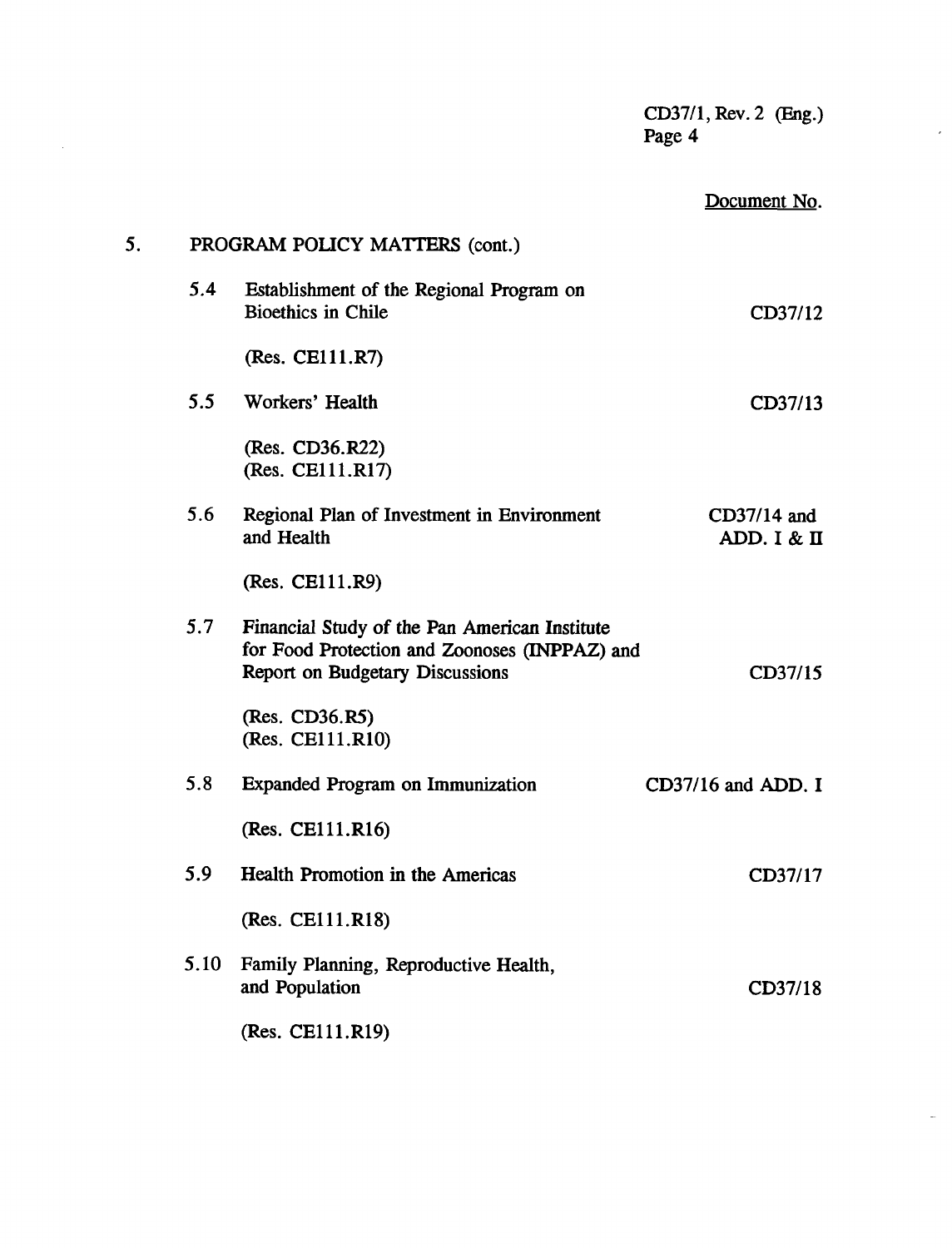Document No.

5. PROGRAM POLICY MATTERS (cont.)

| | | Document No. |
|---|---|---|
| 5.4 | Establishment of the Regional Program on Bioethics in Chile | CD37/12 |
| | (Res. CE111.R7) | |
| 5.5 | Workers' Health | CD37/13 |
| | (Res. CD36.R22)<br>(Res. CE111.R17) | |
| 5.6 | Regional Plan of Investment in Environment and Health | CD37/14 and ADD. I & II |
| | (Res. CE111.R9) | |
| 5.7 | Financial Study of the Pan American Institute for Food Protection and Zoonoses (INPPAZ) and Report on Budgetary Discussions | CD37/15 |
| | (Res. CD36.R5)<br>(Res. CE111.R10) | |
| 5.8 | Expanded Program on Immunization | CD37/16 and ADD. I |
| | (Res. CE111.R16) | |
| 5.9 | Health Promotion in the Americas | CD37/17 |
| | (Res. CE111.R18) | |
| 5.10 | Family Planning, Reproductive Health, and Population | CD37/18 |
| | (Res. CE111.R19) | |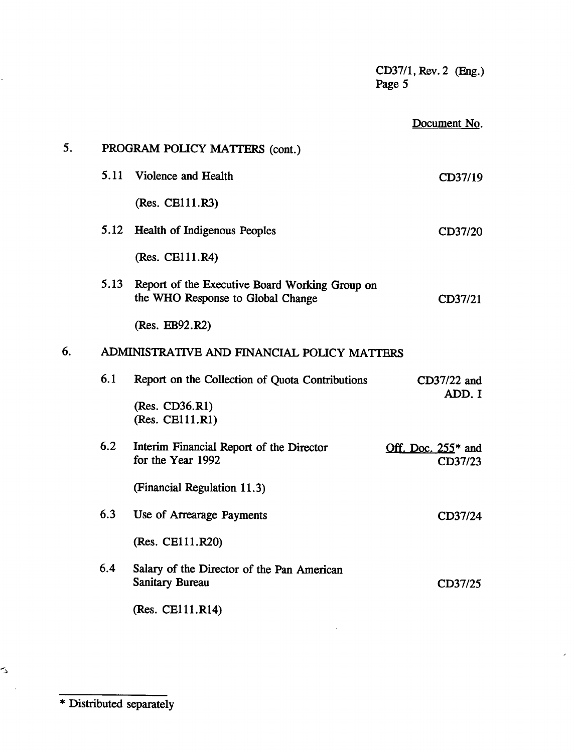Document No.

5. PROGRAM POLICY MATTERS (cont.)

| | | Document No. |
|---|---|---|
| 5.11 | Violence and Health<br><br>(Res. CE111.R3) | CD37/19 |
| 5.12 | Health of Indigenous Peoples<br><br>(Res. CE111.R4) | CD37/20 |
| 5.13 | Report of the Executive Board Working Group on the WHO Response to Global Change<br><br>(Res. EB92.R2) | CD37/21 |

6. ADMINISTRATIVE AND FINANCIAL POLICY MATTERS

| | | Document No. |
|---|---|---|
| 6.1 | Report on the Collection of Quota Contributions<br><br>(Res. CD36.R1)<br>(Res. CE111.R1) | CD37/22 and ADD. I |
| 6.2 | Interim Financial Report of the Director for the Year 1992<br><br>(Financial Regulation 11.3) | Off. Doc. 255* and CD37/23 |
| 6.3 | Use of Arrearage Payments<br><br>(Res. CE111.R20) | CD37/24 |
| 6.4 | Salary of the Director of the Pan American Sanitary Bureau<br><br>(Res. CE111.R14) | CD37/25 |

* Distributed separately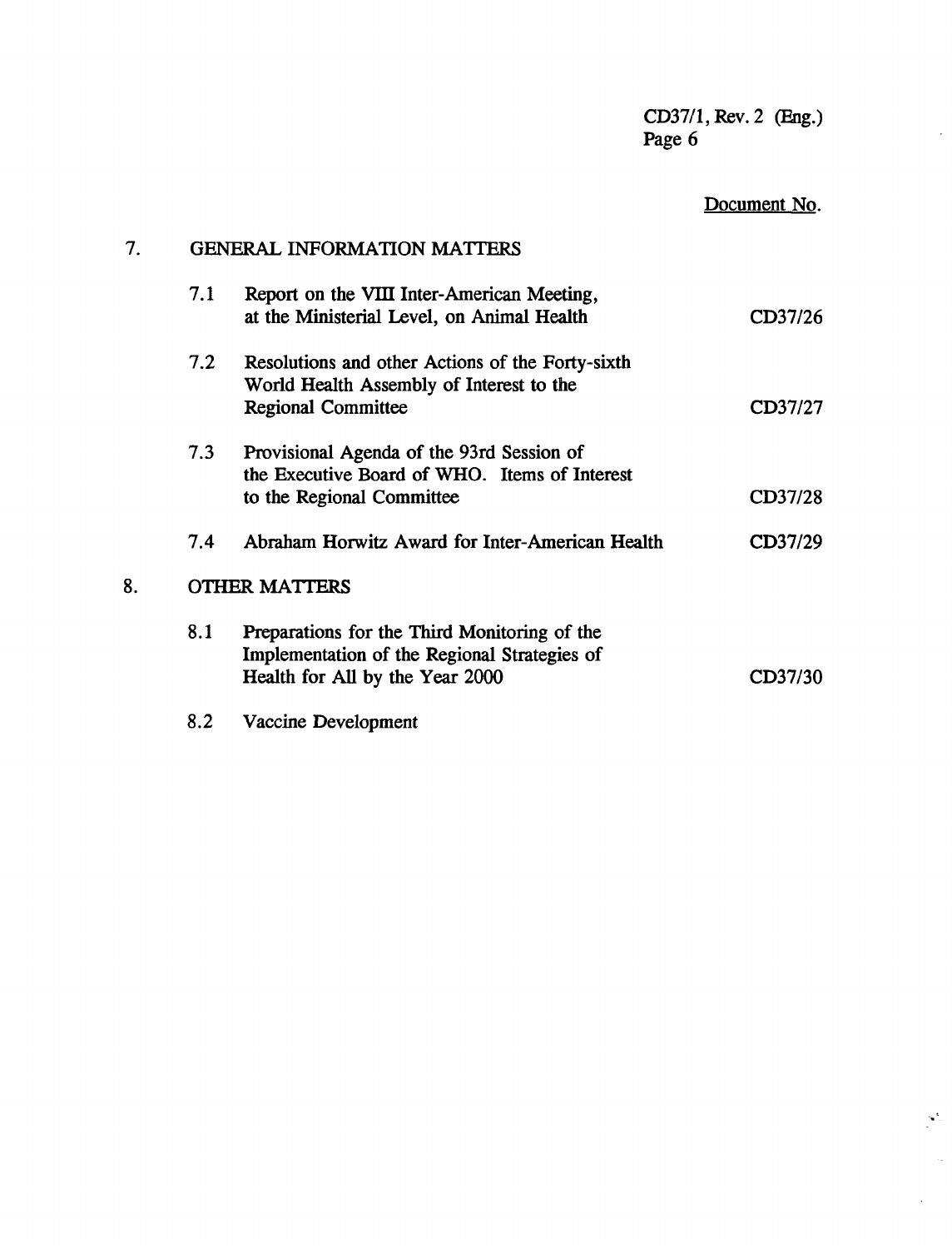Document No.

## 7. GENERAL INFORMATION MATTERS

| | | |
|---|---|---|
| 7.1 | Report on the VIII Inter-American Meeting, at the Ministerial Level, on Animal Health | CD37/26 |
| 7.2 | Resolutions and other Actions of the Forty-sixth World Health Assembly of Interest to the Regional Committee | CD37/27 |
| 7.3 | Provisional Agenda of the 93rd Session of the Executive Board of WHO. Items of Interest to the Regional Committee | CD37/28 |
| 7.4 | Abraham Horwitz Award for Inter-American Health | CD37/29 |

## 8. OTHER MATTERS

| | | |
|---|---|---|
| 8.1 | Preparations for the Third Monitoring of the Implementation of the Regional Strategies of Health for All by the Year 2000 | CD37/30 |
| 8.2 | Vaccine Development | |